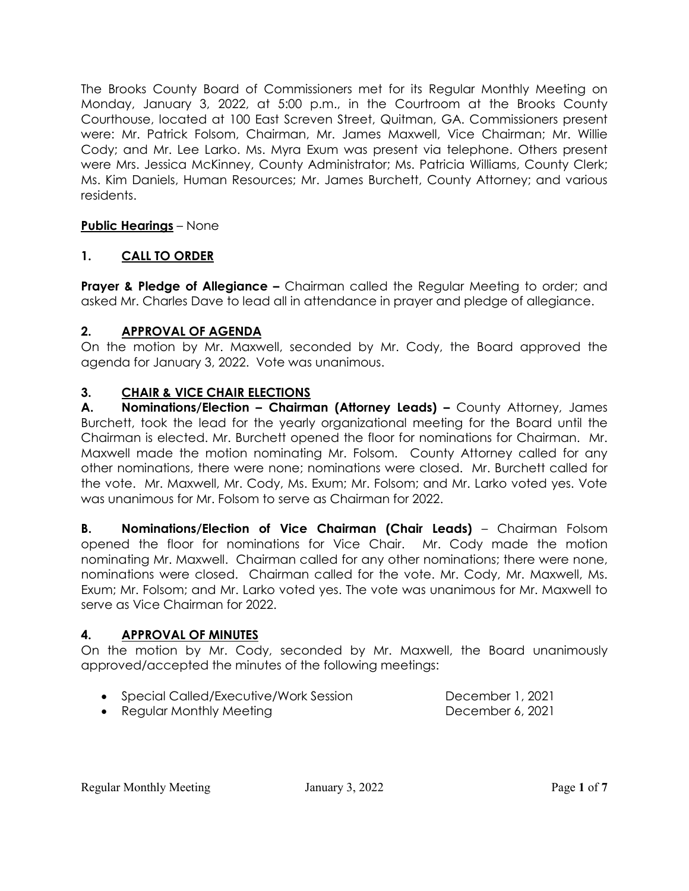The Brooks County Board of Commissioners met for its Regular Monthly Meeting on Monday, January 3, 2022, at 5:00 p.m., in the Courtroom at the Brooks County Courthouse, located at 100 East Screven Street, Quitman, GA. Commissioners present were: Mr. Patrick Folsom, Chairman, Mr. James Maxwell, Vice Chairman; Mr. Willie Cody; and Mr. Lee Larko. Ms. Myra Exum was present via telephone. Others present were Mrs. Jessica McKinney, County Administrator; Ms. Patricia Williams, County Clerk; Ms. Kim Daniels, Human Resources; Mr. James Burchett, County Attorney; and various residents.

**Public Hearings** – None

## 1. CALL TO ORDER

**Prayer & Pledge of Allegiance –** Chairman called the Regular Meeting to order; and asked Mr. Charles Dave to lead all in attendance in prayer and pledge of allegiance.

## 2. APPROVAL OF AGENDA

On the motion by Mr. Maxwell, seconded by Mr. Cody, the Board approved the agenda for January 3, 2022. Vote was unanimous.

## 3. CHAIR & VICE CHAIR ELECTIONS

**A. Nominations/Election – Chairman (Attorney Leads) –** County Attorney, James Burchett, took the lead for the yearly organizational meeting for the Board until the Chairman is elected. Mr. Burchett opened the floor for nominations for Chairman. Mr. Maxwell made the motion nominating Mr. Folsom. County Attorney called for any other nominations, there were none; nominations were closed. Mr. Burchett called for the vote. Mr. Maxwell, Mr. Cody, Ms. Exum; Mr. Folsom; and Mr. Larko voted yes. Vote was unanimous for Mr. Folsom to serve as Chairman for 2022.

**B. Nominations/Election of Vice Chairman (Chair Leads)** – Chairman Folsom opened the floor for nominations for Vice Chair. Mr. Cody made the motion nominating Mr. Maxwell. Chairman called for any other nominations; there were none, nominations were closed. Chairman called for the vote. Mr. Cody, Mr. Maxwell, Ms. Exum; Mr. Folsom; and Mr. Larko voted yes. The vote was unanimous for Mr. Maxwell to serve as Vice Chairman for 2022.

## 4. APPROVAL OF MINUTES

On the motion by Mr. Cody, seconded by Mr. Maxwell, the Board unanimously approved/accepted the minutes of the following meetings:

- Special Called/Executive/Work Session — December 1, 2021
- Regular Monthly Meeting — December 6, 2021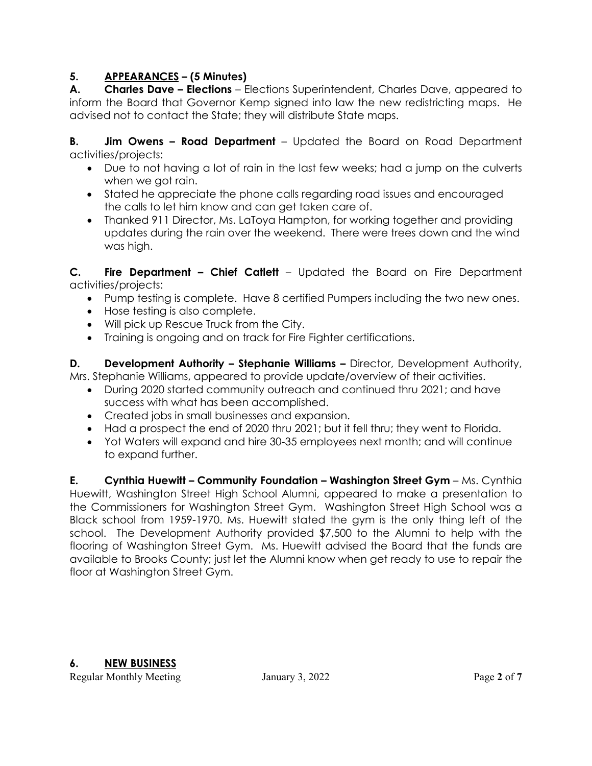## 5. APPEARANCES – (5 Minutes)

**A. Charles Dave – Elections** – Elections Superintendent, Charles Dave, appeared to inform the Board that Governor Kemp signed into law the new redistricting maps. He advised not to contact the State; they will distribute State maps.

**B. Jim Owens – Road Department** – Updated the Board on Road Department activities/projects:

- Due to not having a lot of rain in the last few weeks; had a jump on the culverts when we got rain.
- Stated he appreciate the phone calls regarding road issues and encouraged the calls to let him know and can get taken care of.
- Thanked 911 Director, Ms. LaToya Hampton, for working together and providing updates during the rain over the weekend. There were trees down and the wind was high.

**C. Fire Department – Chief Catlett** – Updated the Board on Fire Department activities/projects:

- Pump testing is complete. Have 8 certified Pumpers including the two new ones.
- Hose testing is also complete.
- Will pick up Rescue Truck from the City.
- Training is ongoing and on track for Fire Fighter certifications.

**D. Development Authority – Stephanie Williams –** Director, Development Authority, Mrs. Stephanie Williams, appeared to provide update/overview of their activities.

- During 2020 started community outreach and continued thru 2021; and have success with what has been accomplished.
- Created jobs in small businesses and expansion.
- Had a prospect the end of 2020 thru 2021; but it fell thru; they went to Florida.
- Yot Waters will expand and hire 30-35 employees next month; and will continue to expand further.

**E. Cynthia Huewitt – Community Foundation – Washington Street Gym** – Ms. Cynthia Huewitt, Washington Street High School Alumni, appeared to make a presentation to the Commissioners for Washington Street Gym. Washington Street High School was a Black school from 1959-1970. Ms. Huewitt stated the gym is the only thing left of the school. The Development Authority provided $7,500 to the Alumni to help with the flooring of Washington Street Gym. Ms. Huewitt advised the Board that the funds are available to Brooks County; just let the Alumni know when get ready to use to repair the floor at Washington Street Gym.

## 6. NEW BUSINESS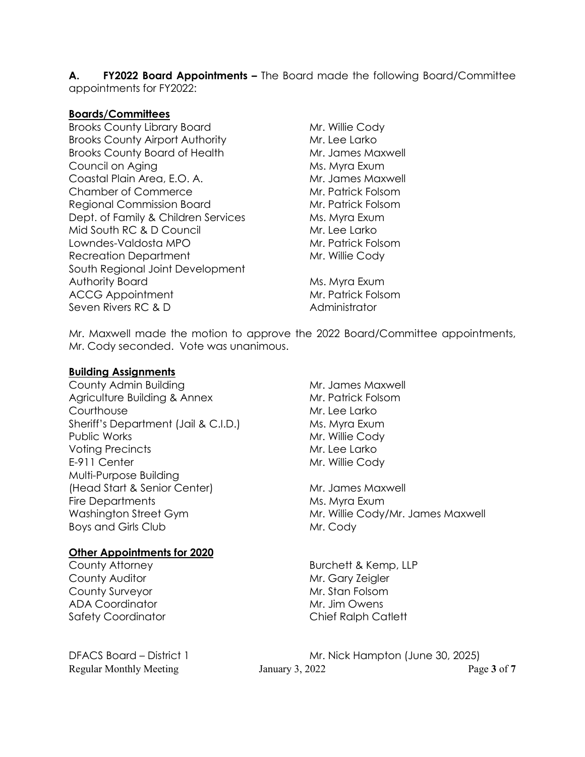**A. FY2022 Board Appointments –** The Board made the following Board/Committee appointments for FY2022:

**Boards/Committees**

| | |
|---|---|
| Brooks County Library Board | Mr. Willie Cody |
| Brooks County Airport Authority | Mr. Lee Larko |
| Brooks County Board of Health | Mr. James Maxwell |
| Council on Aging | Ms. Myra Exum |
| Coastal Plain Area, E.O. A. | Mr. James Maxwell |
| Chamber of Commerce | Mr. Patrick Folsom |
| Regional Commission Board | Mr. Patrick Folsom |
| Dept. of Family & Children Services | Ms. Myra Exum |
| Mid South RC & D Council | Mr. Lee Larko |
| Lowndes-Valdosta MPO | Mr. Patrick Folsom |
| Recreation Department | Mr. Willie Cody |
| South Regional Joint Development Authority Board | Ms. Myra Exum |
| ACCG Appointment | Mr. Patrick Folsom |
| Seven Rivers RC & D | Administrator |

Mr. Maxwell made the motion to approve the 2022 Board/Committee appointments, Mr. Cody seconded. Vote was unanimous.

**Building Assignments**

| | |
|---|---|
| County Admin Building | Mr. James Maxwell |
| Agriculture Building & Annex | Mr. Patrick Folsom |
| Courthouse | Mr. Lee Larko |
| Sheriff's Department (Jail & C.I.D.) | Ms. Myra Exum |
| Public Works | Mr. Willie Cody |
| Voting Precincts | Mr. Lee Larko |
| E-911 Center | Mr. Willie Cody |
| Multi-Purpose Building (Head Start & Senior Center) | Mr. James Maxwell |
| Fire Departments | Ms. Myra Exum |
| Washington Street Gym | Mr. Willie Cody/Mr. James Maxwell |
| Boys and Girls Club | Mr. Cody |

**Other Appointments for 2020**

| | |
|---|---|
| County Attorney | Burchett & Kemp, LLP |
| County Auditor | Mr. Gary Zeigler |
| County Surveyor | Mr. Stan Folsom |
| ADA Coordinator | Mr. Jim Owens |
| Safety Coordinator | Chief Ralph Catlett |

DFACS Board – District 1 Mr. Nick Hampton (June 30, 2025)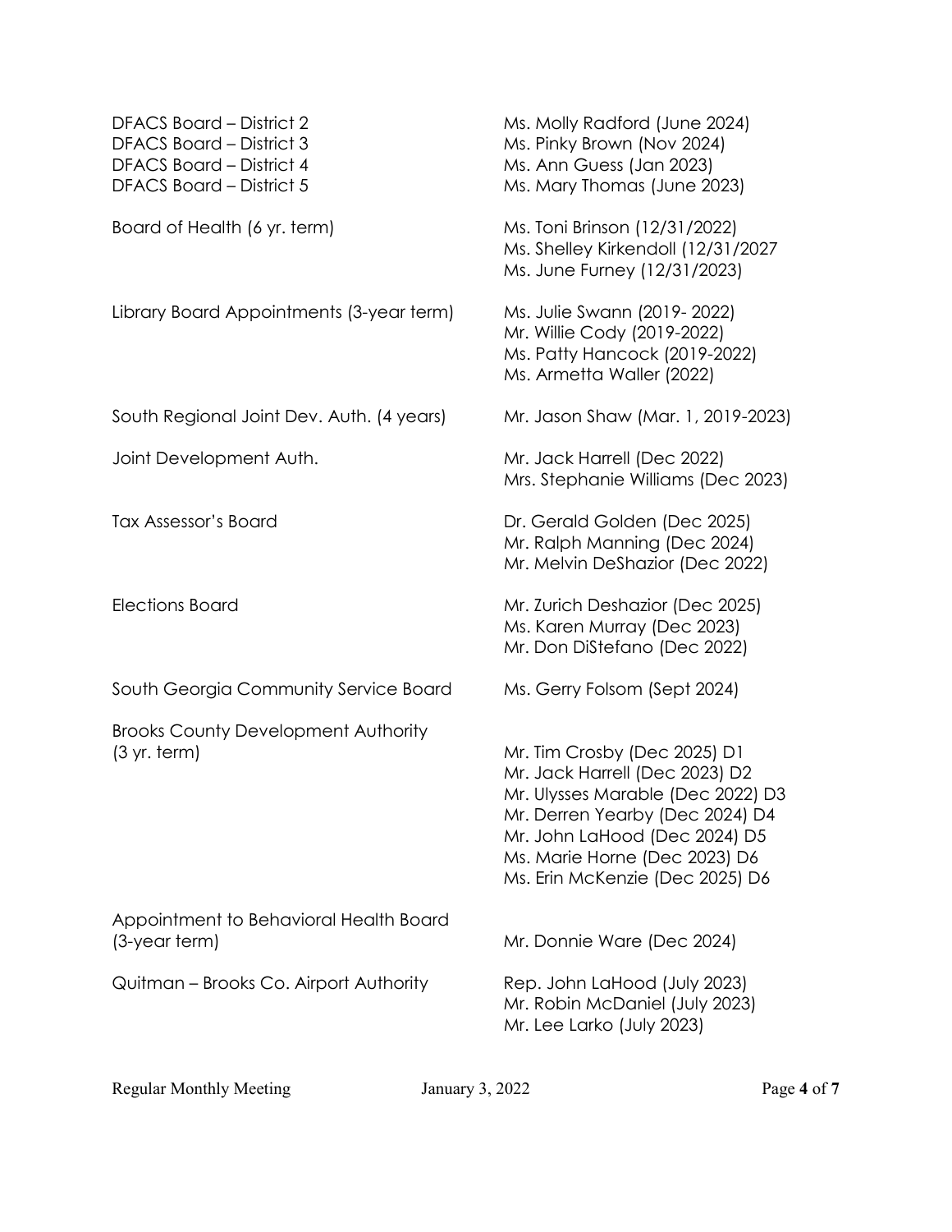| | |
|---|---|
| DFACS Board – District 2 | Ms. Molly Radford (June 2024) |
| DFACS Board – District 3 | Ms. Pinky Brown (Nov 2024) |
| DFACS Board – District 4 | Ms. Ann Guess (Jan 2023) |
| DFACS Board – District 5 | Ms. Mary Thomas (June 2023) |
| Board of Health (6 yr. term) | Ms. Toni Brinson (12/31/2022)<br>Ms. Shelley Kirkendoll (12/31/2027<br>Ms. June Furney (12/31/2023) |
| Library Board Appointments (3-year term) | Ms. Julie Swann (2019- 2022)<br>Mr. Willie Cody (2019-2022)<br>Ms. Patty Hancock (2019-2022)<br>Ms. Armetta Waller (2022) |
| South Regional Joint Dev. Auth. (4 years) | Mr. Jason Shaw (Mar. 1, 2019-2023) |
| Joint Development Auth. | Mr. Jack Harrell (Dec 2022)<br>Mrs. Stephanie Williams (Dec 2023) |
| Tax Assessor's Board | Dr. Gerald Golden (Dec 2025)<br>Mr. Ralph Manning (Dec 2024)<br>Mr. Melvin DeShazior (Dec 2022) |
| Elections Board | Mr. Zurich Deshazior (Dec 2025)<br>Ms. Karen Murray (Dec 2023)<br>Mr. Don DiStefano (Dec 2022) |
| South Georgia Community Service Board | Ms. Gerry Folsom (Sept 2024) |
| Brooks County Development Authority (3 yr. term) | Mr. Tim Crosby (Dec 2025) D1<br>Mr. Jack Harrell (Dec 2023) D2<br>Mr. Ulysses Marable (Dec 2022) D3<br>Mr. Derren Yearby (Dec 2024) D4<br>Mr. John LaHood (Dec 2024) D5<br>Ms. Marie Horne (Dec 2023) D6<br>Ms. Erin McKenzie (Dec 2025) D6 |
| Appointment to Behavioral Health Board (3-year term) | Mr. Donnie Ware (Dec 2024) |
| Quitman – Brooks Co. Airport Authority | Rep. John LaHood (July 2023)<br>Mr. Robin McDaniel (July 2023)<br>Mr. Lee Larko (July 2023) |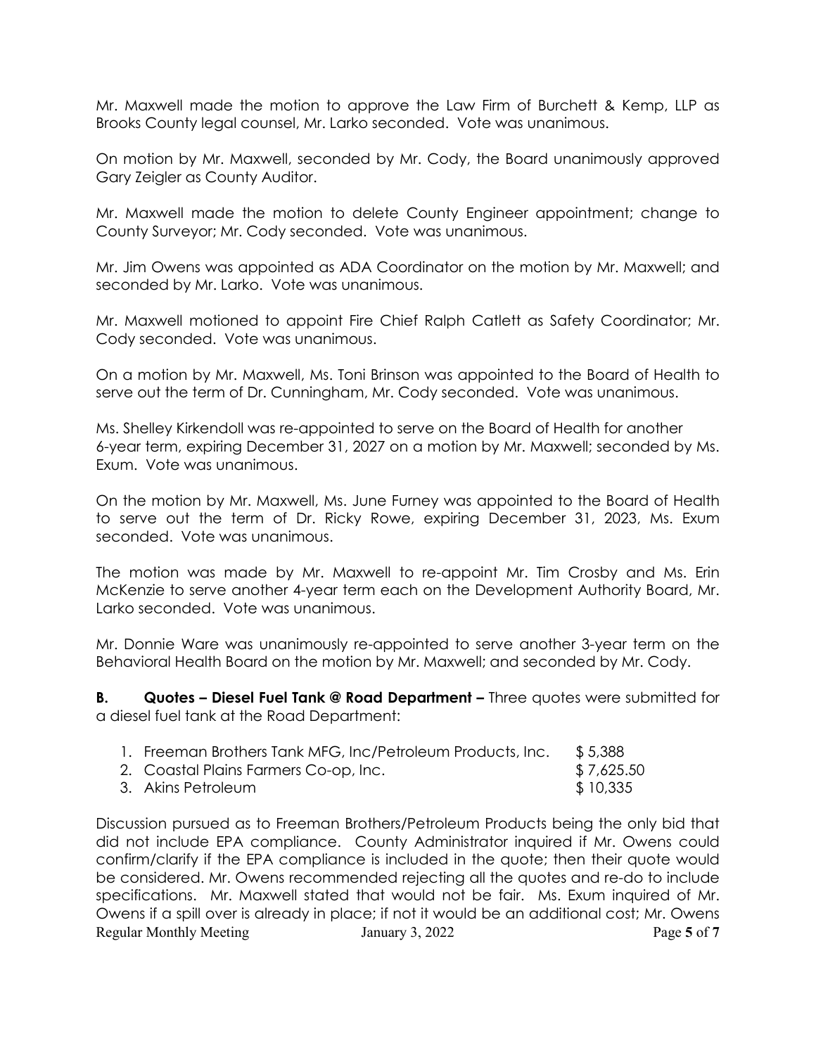Mr. Maxwell made the motion to approve the Law Firm of Burchett & Kemp, LLP as Brooks County legal counsel, Mr. Larko seconded. Vote was unanimous.

On motion by Mr. Maxwell, seconded by Mr. Cody, the Board unanimously approved Gary Zeigler as County Auditor.

Mr. Maxwell made the motion to delete County Engineer appointment; change to County Surveyor; Mr. Cody seconded. Vote was unanimous.

Mr. Jim Owens was appointed as ADA Coordinator on the motion by Mr. Maxwell; and seconded by Mr. Larko. Vote was unanimous.

Mr. Maxwell motioned to appoint Fire Chief Ralph Catlett as Safety Coordinator; Mr. Cody seconded. Vote was unanimous.

On a motion by Mr. Maxwell, Ms. Toni Brinson was appointed to the Board of Health to serve out the term of Dr. Cunningham, Mr. Cody seconded. Vote was unanimous.

Ms. Shelley Kirkendoll was re-appointed to serve on the Board of Health for another 6-year term, expiring December 31, 2027 on a motion by Mr. Maxwell; seconded by Ms. Exum. Vote was unanimous.

On the motion by Mr. Maxwell, Ms. June Furney was appointed to the Board of Health to serve out the term of Dr. Ricky Rowe, expiring December 31, 2023, Ms. Exum seconded. Vote was unanimous.

The motion was made by Mr. Maxwell to re-appoint Mr. Tim Crosby and Ms. Erin McKenzie to serve another 4-year term each on the Development Authority Board, Mr. Larko seconded. Vote was unanimous.

Mr. Donnie Ware was unanimously re-appointed to serve another 3-year term on the Behavioral Health Board on the motion by Mr. Maxwell; and seconded by Mr. Cody.

**B. Quotes – Diesel Fuel Tank @ Road Department –** Three quotes were submitted for a diesel fuel tank at the Road Department:

1. Freeman Brothers Tank MFG, Inc/Petroleum Products, Inc. $ 5,388
2. Coastal Plains Farmers Co-op, Inc. $ 7,625.50
3. Akins Petroleum $ 10,335

Discussion pursued as to Freeman Brothers/Petroleum Products being the only bid that did not include EPA compliance. County Administrator inquired if Mr. Owens could confirm/clarify if the EPA compliance is included in the quote; then their quote would be considered. Mr. Owens recommended rejecting all the quotes and re-do to include specifications. Mr. Maxwell stated that would not be fair. Ms. Exum inquired of Mr. Owens if a spill over is already in place; if not it would be an additional cost; Mr. Owens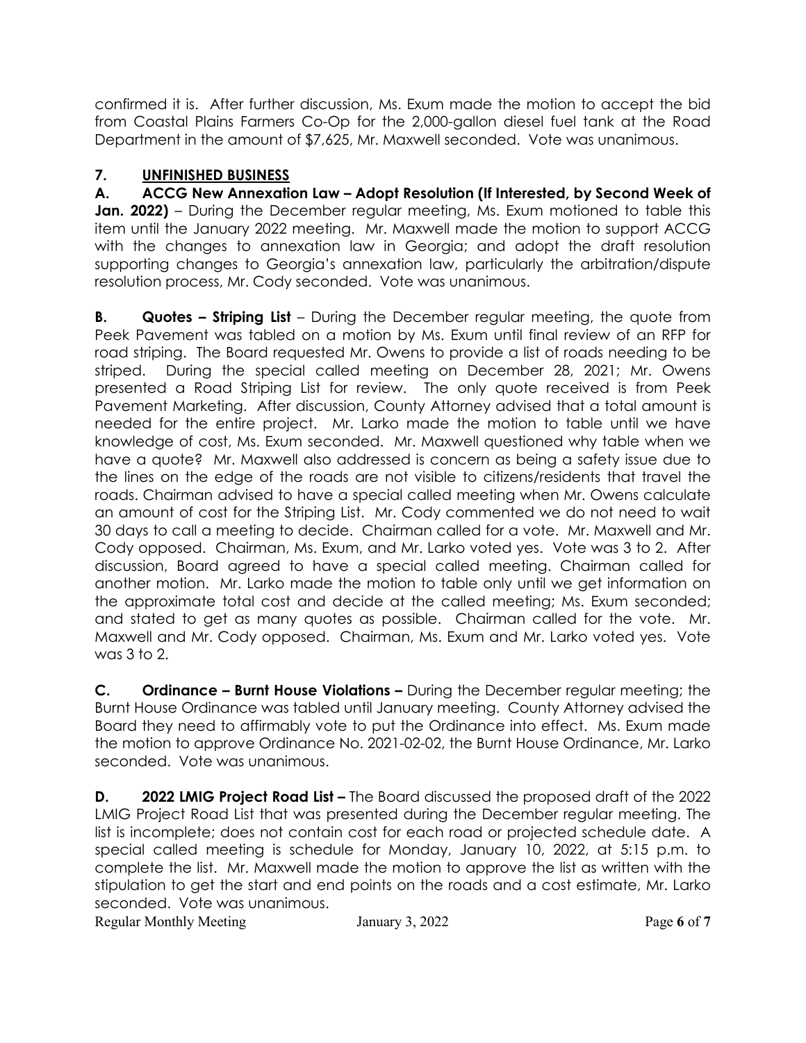confirmed it is. After further discussion, Ms. Exum made the motion to accept the bid from Coastal Plains Farmers Co-Op for the 2,000-gallon diesel fuel tank at the Road Department in the amount of $7,625, Mr. Maxwell seconded. Vote was unanimous.

## 7. UNFINISHED BUSINESS

**A. ACCG New Annexation Law – Adopt Resolution (If Interested, by Second Week of Jan. 2022)** – During the December regular meeting, Ms. Exum motioned to table this item until the January 2022 meeting. Mr. Maxwell made the motion to support ACCG with the changes to annexation law in Georgia; and adopt the draft resolution supporting changes to Georgia's annexation law, particularly the arbitration/dispute resolution process, Mr. Cody seconded. Vote was unanimous.

**B. Quotes – Striping List** – During the December regular meeting, the quote from Peek Pavement was tabled on a motion by Ms. Exum until final review of an RFP for road striping. The Board requested Mr. Owens to provide a list of roads needing to be striped. During the special called meeting on December 28, 2021; Mr. Owens presented a Road Striping List for review. The only quote received is from Peek Pavement Marketing. After discussion, County Attorney advised that a total amount is needed for the entire project. Mr. Larko made the motion to table until we have knowledge of cost, Ms. Exum seconded. Mr. Maxwell questioned why table when we have a quote? Mr. Maxwell also addressed is concern as being a safety issue due to the lines on the edge of the roads are not visible to citizens/residents that travel the roads. Chairman advised to have a special called meeting when Mr. Owens calculate an amount of cost for the Striping List. Mr. Cody commented we do not need to wait 30 days to call a meeting to decide. Chairman called for a vote. Mr. Maxwell and Mr. Cody opposed. Chairman, Ms. Exum, and Mr. Larko voted yes. Vote was 3 to 2. After discussion, Board agreed to have a special called meeting. Chairman called for another motion. Mr. Larko made the motion to table only until we get information on the approximate total cost and decide at the called meeting; Ms. Exum seconded; and stated to get as many quotes as possible. Chairman called for the vote. Mr. Maxwell and Mr. Cody opposed. Chairman, Ms. Exum and Mr. Larko voted yes. Vote was 3 to 2.

**C. Ordinance – Burnt House Violations –** During the December regular meeting; the Burnt House Ordinance was tabled until January meeting. County Attorney advised the Board they need to affirmably vote to put the Ordinance into effect. Ms. Exum made the motion to approve Ordinance No. 2021-02-02, the Burnt House Ordinance, Mr. Larko seconded. Vote was unanimous.

**D. 2022 LMIG Project Road List –** The Board discussed the proposed draft of the 2022 LMIG Project Road List that was presented during the December regular meeting. The list is incomplete; does not contain cost for each road or projected schedule date. A special called meeting is schedule for Monday, January 10, 2022, at 5:15 p.m. to complete the list. Mr. Maxwell made the motion to approve the list as written with the stipulation to get the start and end points on the roads and a cost estimate, Mr. Larko seconded. Vote was unanimous.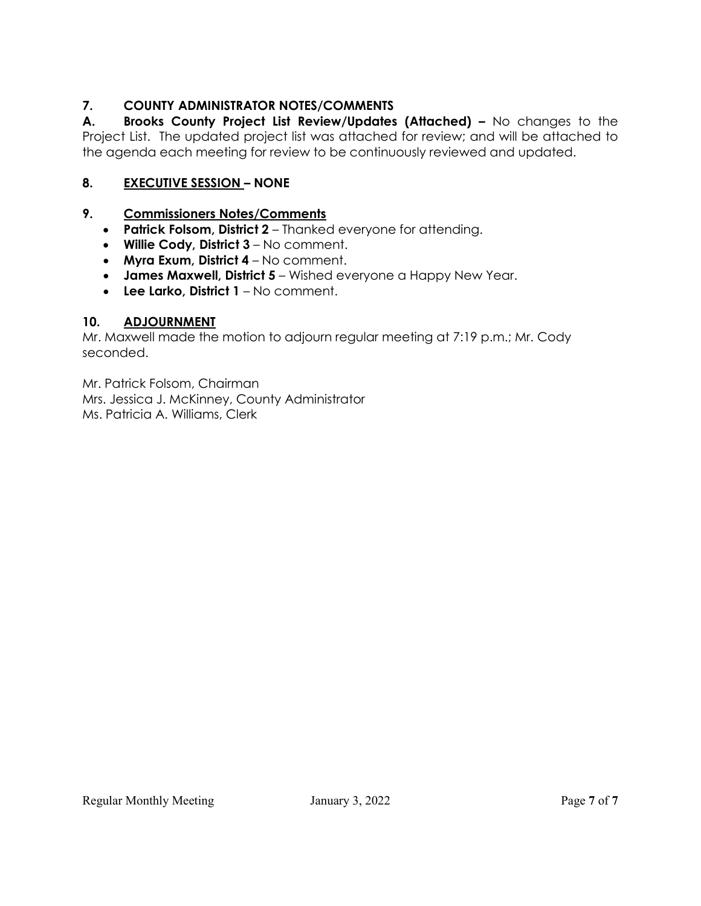## 7. COUNTY ADMINISTRATOR NOTES/COMMENTS

**A. Brooks County Project List Review/Updates (Attached) –** No changes to the Project List. The updated project list was attached for review; and will be attached to the agenda each meeting for review to be continuously reviewed and updated.

## 8. EXECUTIVE SESSION – NONE

## 9. Commissioners Notes/Comments

- **Patrick Folsom, District 2** – Thanked everyone for attending.
- **Willie Cody, District 3** – No comment.
- **Myra Exum, District 4** – No comment.
- **James Maxwell, District 5** – Wished everyone a Happy New Year.
- **Lee Larko, District 1** – No comment.

## 10. ADJOURNMENT

Mr. Maxwell made the motion to adjourn regular meeting at 7:19 p.m.; Mr. Cody seconded.

Mr. Patrick Folsom, Chairman
Mrs. Jessica J. McKinney, County Administrator
Ms. Patricia A. Williams, Clerk